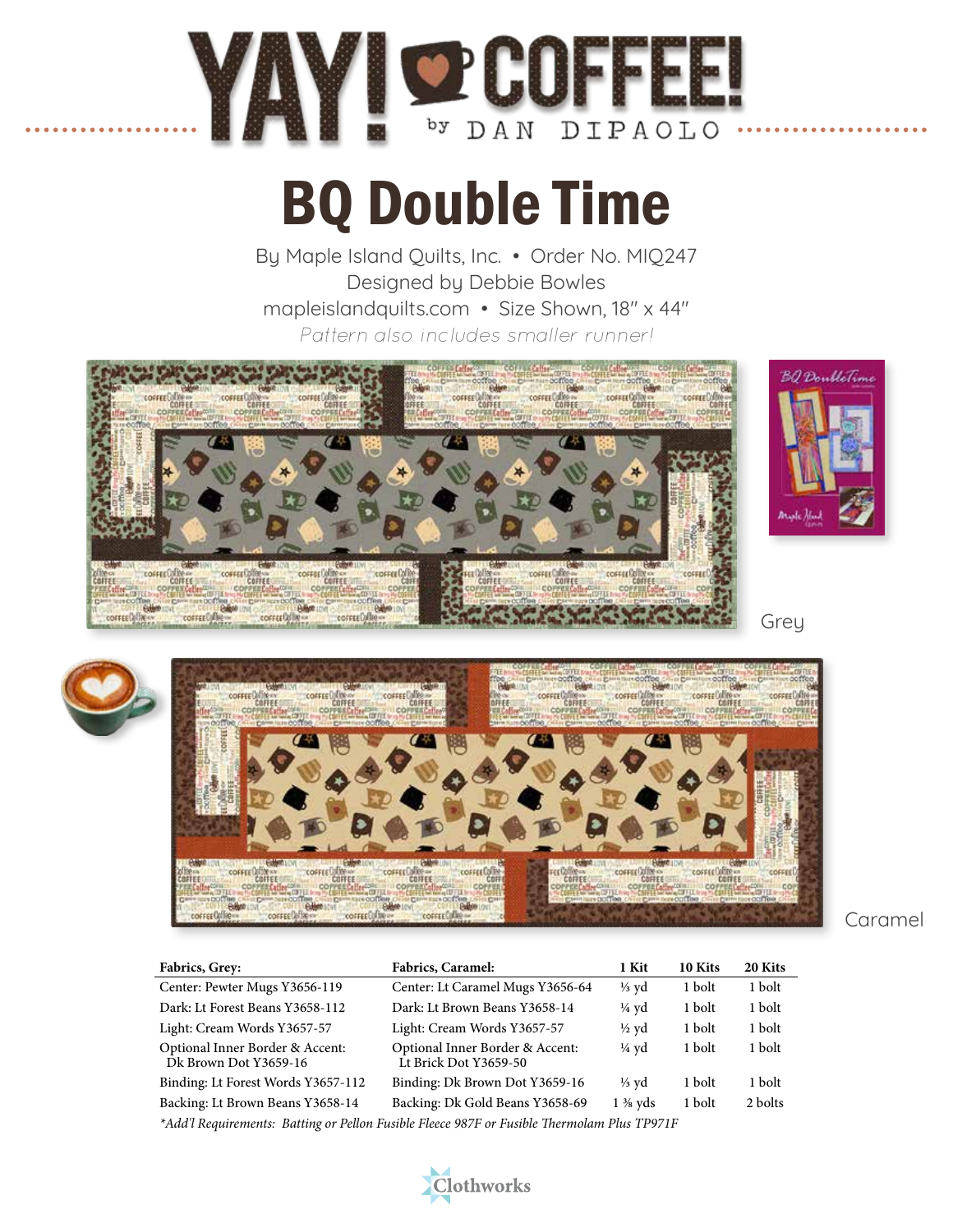# YAY! COFFEE!

by DAN DIPAOLO

# BQ Double Time

By Maple Island Quilts, Inc. • Order No. MIQ247
Designed by Debbie Bowles
mapleislandquilts.com • Size Shown, 18″ x 44″
*Pattern also includes smaller runner!*

Grey

Caramel

| Fabrics, Grey: | Fabrics, Caramel: | 1 Kit | 10 Kits | 20 Kits |
|---|---|---|---|---|
| Center: Pewter Mugs Y3656-119 | Center: Lt Caramel Mugs Y3656-64 | ⅓ yd | 1 bolt | 1 bolt |
| Dark: Lt Forest Beans Y3658-112 | Dark: Lt Brown Beans Y3658-14 | ¼ yd | 1 bolt | 1 bolt |
| Light: Cream Words Y3657-57 | Light: Cream Words Y3657-57 | ½ yd | 1 bolt | 1 bolt |
| Optional Inner Border & Accent: Dk Brown Dot Y3659-16 | Optional Inner Border & Accent: Lt Brick Dot Y3659-50 | ¼ yd | 1 bolt | 1 bolt |
| Binding: Lt Forest Words Y3657-112 | Binding: Dk Brown Dot Y3659-16 | ⅓ yd | 1 bolt | 1 bolt |
| Backing: Lt Brown Beans Y3658-14 | Backing: Dk Gold Beans Y3658-69 | 1 ⅜ yds | 1 bolt | 2 bolts |

*\*Add'l Requirements: Batting or Pellon Fusible Fleece 987F or Fusible Thermolam Plus TP971F*

Clothworks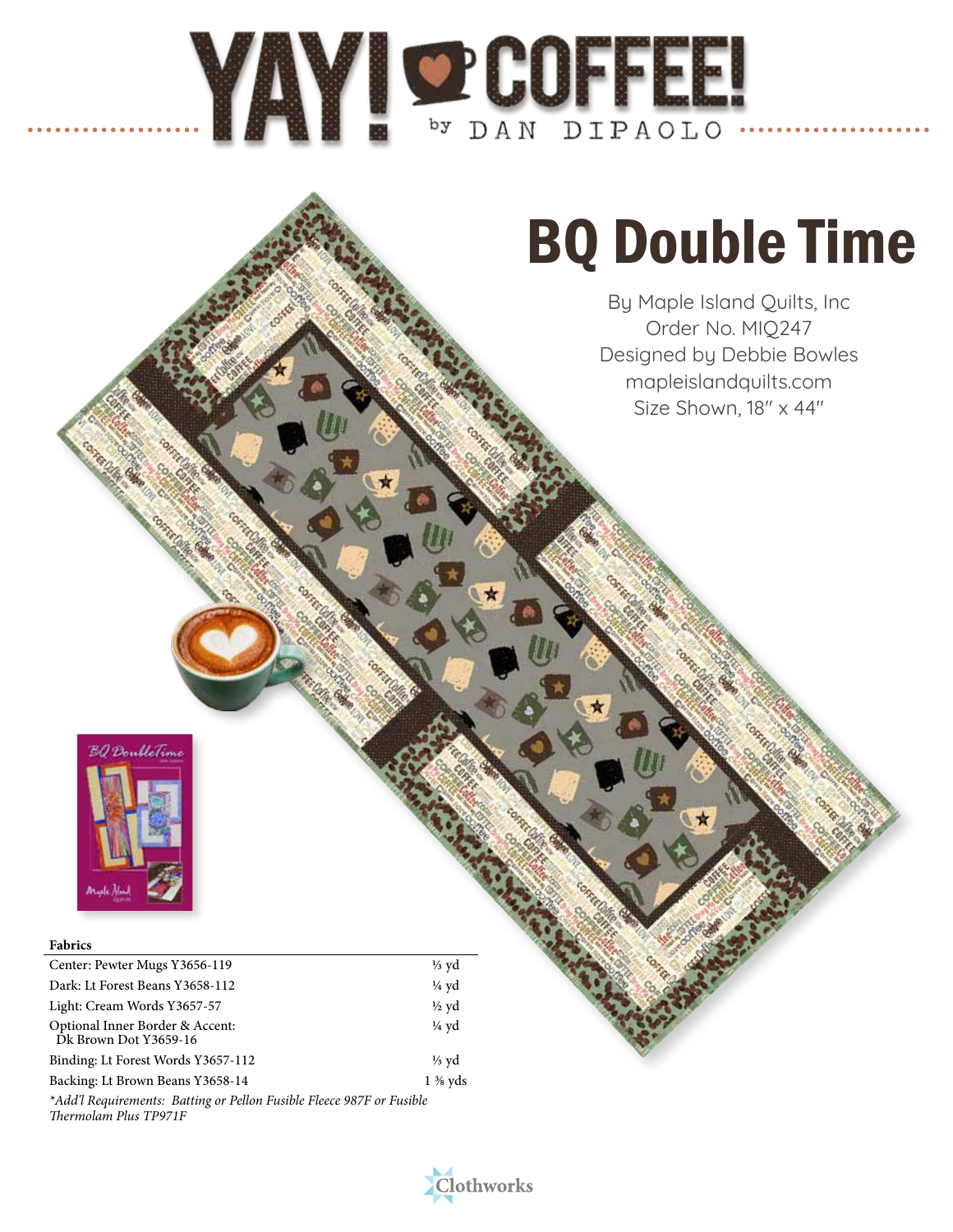# YAY! COFFEE! by DAN DIPAOLO

# BQ Double Time

By Maple Island Quilts, Inc
Order No. MIQ247
Designed by Debbie Bowles
mapleislandquilts.com
Size Shown, 18″ x 44″

| Fabrics | |
|---|---|
| Center: Pewter Mugs Y3656-119 | ⅓ yd |
| Dark: Lt Forest Beans Y3658-112 | ¼ yd |
| Light: Cream Words Y3657-57 | ½ yd |
| Optional Inner Border & Accent: Dk Brown Dot Y3659-16 | ¼ yd |
| Binding: Lt Forest Words Y3657-112 | ⅓ yd |
| Backing: Lt Brown Beans Y3658-14 | 1 ⅜ yds |

*\*Add'l Requirements: Batting or Pellon Fusible Fleece 987F or Fusible Thermolam Plus TP971F*

Clothworks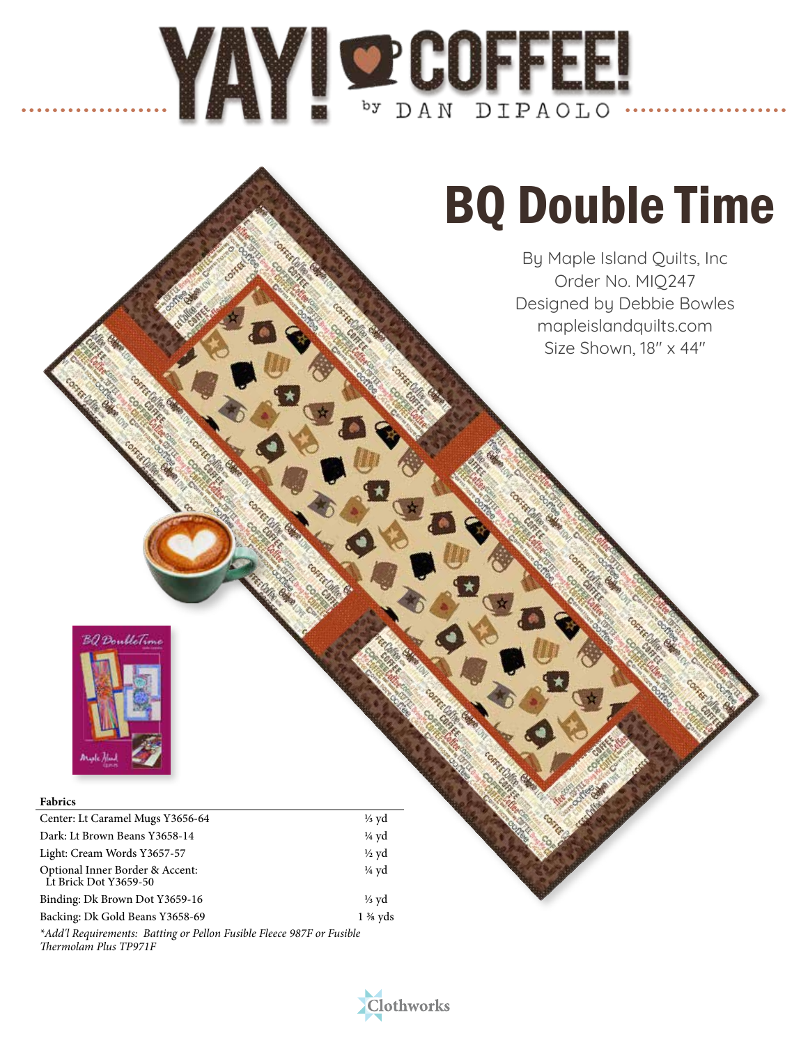# YAY! COFFEE!

by DAN DIPAOLO

# BQ Double Time

By Maple Island Quilts, Inc
Order No. MIQ247
Designed by Debbie Bowles
mapleislandquilts.com
Size Shown, 18″ x 44″

**Fabrics**

| | |
|---|---|
| Center: Lt Caramel Mugs Y3656-64 | ⅓ yd |
| Dark: Lt Brown Beans Y3658-14 | ¼ yd |
| Light: Cream Words Y3657-57 | ½ yd |
| Optional Inner Border & Accent: Lt Brick Dot Y3659-50 | ¼ yd |
| Binding: Dk Brown Dot Y3659-16 | ⅓ yd |
| Backing: Dk Gold Beans Y3658-69 | 1 ⅜ yds |

*\*Add'l Requirements: Batting or Pellon Fusible Fleece 987F or Fusible Thermolam Plus TP971F*

Clothworks